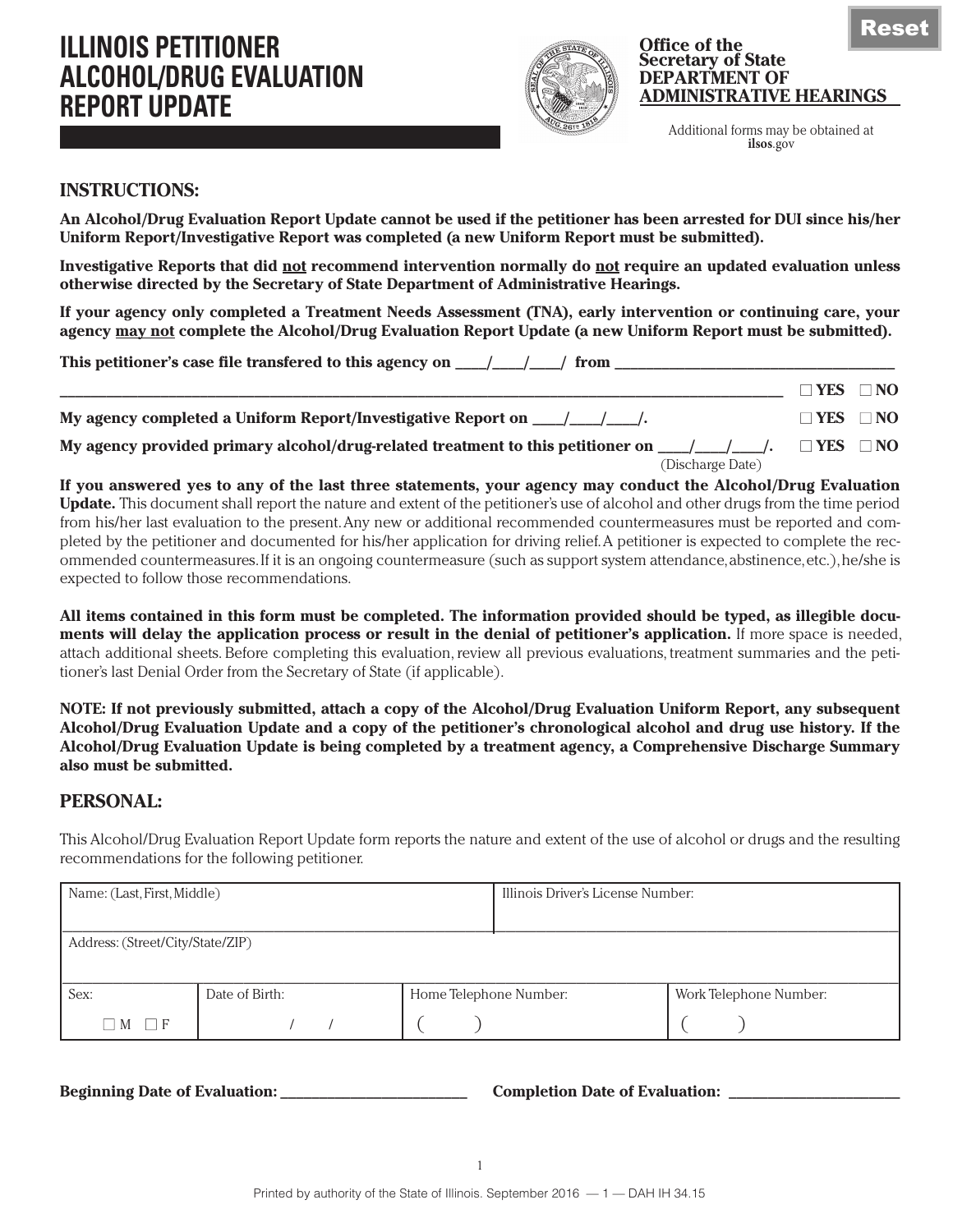# ILLINOIS PETITIONER ALCOHOL/DRUG EVALUATION REPORT UPDATE

**Office of the Secretary of State**
**DEPARTMENT OF ADMINISTRATIVE HEARINGS**

Additional forms may be obtained at **ilsos**.gov

## INSTRUCTIONS:

**An Alcohol/Drug Evaluation Report Update cannot be used if the petitioner has been arrested for DUI since his/her Uniform Report/Investigative Report was completed (a new Uniform Report must be submitted).**

**Investigative Reports that did not recommend intervention normally do not require an updated evaluation unless otherwise directed by the Secretary of State Department of Administrative Hearings.**

**If your agency only completed a Treatment Needs Assessment (TNA), early intervention or continuing care, your agency may not complete the Alcohol/Drug Evaluation Report Update (a new Uniform Report must be submitted).**

**This petitioner's case file transfered to this agency on \_\_\_\_/\_\_\_\_/\_\_\_\_/ from \_\_\_\_\_\_\_\_\_\_\_\_\_\_\_\_\_\_\_\_\_\_\_\_\_\_\_\_\_\_\_\_\_\_\_\_**

**\_\_\_\_\_\_\_\_\_\_\_\_\_\_\_\_\_\_\_\_\_\_\_\_\_\_\_\_\_\_\_\_\_\_\_\_\_\_\_\_\_\_\_\_\_\_\_\_\_\_\_\_\_\_\_\_\_\_\_\_\_\_\_\_\_\_\_\_\_\_\_\_\_\_\_\_\_\_\_\_** ☐ **YES** ☐ **NO**

**My agency completed a Uniform Report/Investigative Report on \_\_\_\_/\_\_\_\_/\_\_\_\_/.** ☐ **YES** ☐ **NO**

**My agency provided primary alcohol/drug-related treatment to this petitioner on \_\_\_\_/\_\_\_\_/\_\_\_\_/.** ☐ **YES** ☐ **NO**
(Discharge Date)

**If you answered yes to any of the last three statements, your agency may conduct the Alcohol/Drug Evaluation Update.** This document shall report the nature and extent of the petitioner's use of alcohol and other drugs from the time period from his/her last evaluation to the present. Any new or additional recommended countermeasures must be reported and completed by the petitioner and documented for his/her application for driving relief. A petitioner is expected to complete the recommended countermeasures. If it is an ongoing countermeasure (such as support system attendance, abstinence, etc.), he/she is expected to follow those recommendations.

**All items contained in this form must be completed. The information provided should be typed, as illegible documents will delay the application process or result in the denial of petitioner's application.** If more space is needed, attach additional sheets. Before completing this evaluation, review all previous evaluations, treatment summaries and the petitioner's last Denial Order from the Secretary of State (if applicable).

**NOTE: If not previously submitted, attach a copy of the Alcohol/Drug Evaluation Uniform Report, any subsequent Alcohol/Drug Evaluation Update and a copy of the petitioner's chronological alcohol and drug use history. If the Alcohol/Drug Evaluation Update is being completed by a treatment agency, a Comprehensive Discharge Summary also must be submitted.**

## PERSONAL:

This Alcohol/Drug Evaluation Report Update form reports the nature and extent of the use of alcohol or drugs and the resulting recommendations for the following petitioner.

| Name: (Last, First, Middle) | | Illinois Driver's License Number: | |
|---|---|---|---|
| Address: (Street/City/State/ZIP) | | | |
| Sex: ☐ M ☐ F | Date of Birth: / / | Home Telephone Number: ( ) | Work Telephone Number: ( ) |

**Beginning Date of Evaluation: \_\_\_\_\_\_\_\_\_\_\_\_\_\_\_\_\_\_\_\_\_\_\_\_** **Completion Date of Evaluation: \_\_\_\_\_\_\_\_\_\_\_\_\_\_\_\_\_\_\_\_\_\_**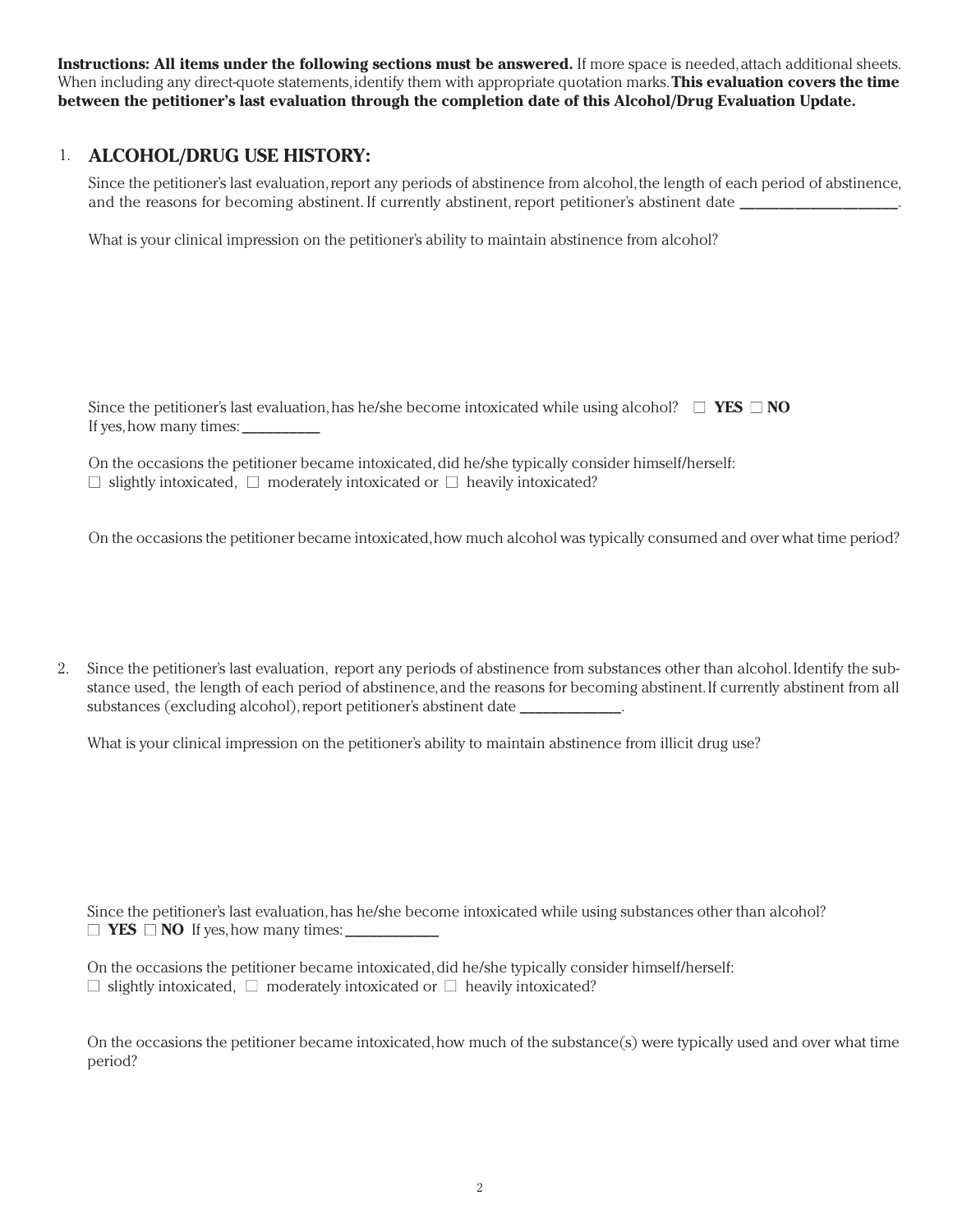**Instructions: All items under the following sections must be answered.** If more space is needed, attach additional sheets. When including any direct-quote statements, identify them with appropriate quotation marks. **This evaluation covers the time between the petitioner's last evaluation through the completion date of this Alcohol/Drug Evaluation Update.**

## 1. ALCOHOL/DRUG USE HISTORY:

Since the petitioner's last evaluation, report any periods of abstinence from alcohol, the length of each period of abstinence, and the reasons for becoming abstinent. If currently abstinent, report petitioner's abstinent date ____________________.

What is your clinical impression on the petitioner's ability to maintain abstinence from alcohol?

Since the petitioner's last evaluation, has he/she become intoxicated while using alcohol? ☐ **YES** ☐ **NO**
If yes, how many times: __________

On the occasions the petitioner became intoxicated, did he/she typically consider himself/herself:
☐ slightly intoxicated, ☐ moderately intoxicated or ☐ heavily intoxicated?

On the occasions the petitioner became intoxicated, how much alcohol was typically consumed and over what time period?

2. Since the petitioner's last evaluation, report any periods of abstinence from substances other than alcohol. Identify the substance used, the length of each period of abstinence, and the reasons for becoming abstinent. If currently abstinent from all substances (excluding alcohol), report petitioner's abstinent date ____________.

What is your clinical impression on the petitioner's ability to maintain abstinence from illicit drug use?

Since the petitioner's last evaluation, has he/she become intoxicated while using substances other than alcohol?
☐ **YES** ☐ **NO** If yes, how many times: ____________

On the occasions the petitioner became intoxicated, did he/she typically consider himself/herself:
☐ slightly intoxicated, ☐ moderately intoxicated or ☐ heavily intoxicated?

On the occasions the petitioner became intoxicated, how much of the substance(s) were typically used and over what time period?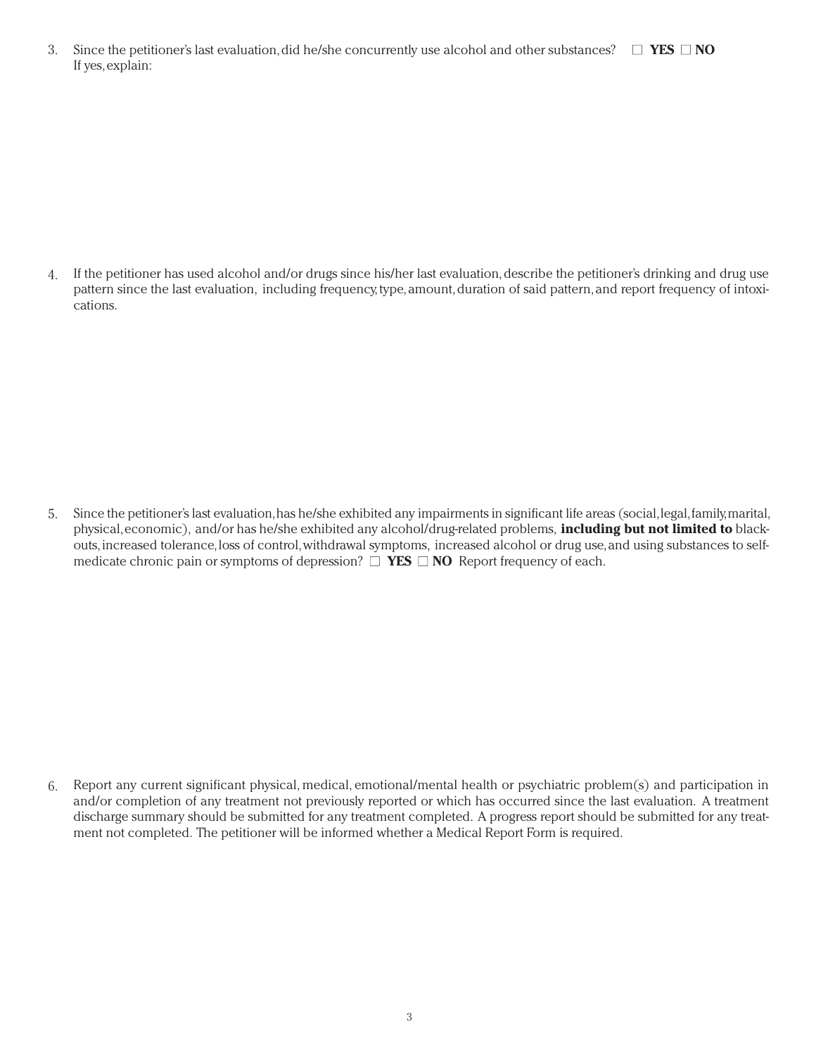3. Since the petitioner's last evaluation, did he/she concurrently use alcohol and other substances? ☐ **YES** ☐ **NO**
   If yes, explain:

4. If the petitioner has used alcohol and/or drugs since his/her last evaluation, describe the petitioner's drinking and drug use pattern since the last evaluation, including frequency, type, amount, duration of said pattern, and report frequency of intoxications.

5. Since the petitioner's last evaluation, has he/she exhibited any impairments in significant life areas (social, legal, family, marital, physical, economic), and/or has he/she exhibited any alcohol/drug-related problems, **including but not limited to** blackouts, increased tolerance, loss of control, withdrawal symptoms, increased alcohol or drug use, and using substances to self-medicate chronic pain or symptoms of depression? ☐ **YES** ☐ **NO** Report frequency of each.

6. Report any current significant physical, medical, emotional/mental health or psychiatric problem(s) and participation in and/or completion of any treatment not previously reported or which has occurred since the last evaluation. A treatment discharge summary should be submitted for any treatment completed. A progress report should be submitted for any treatment not completed. The petitioner will be informed whether a Medical Report Form is required.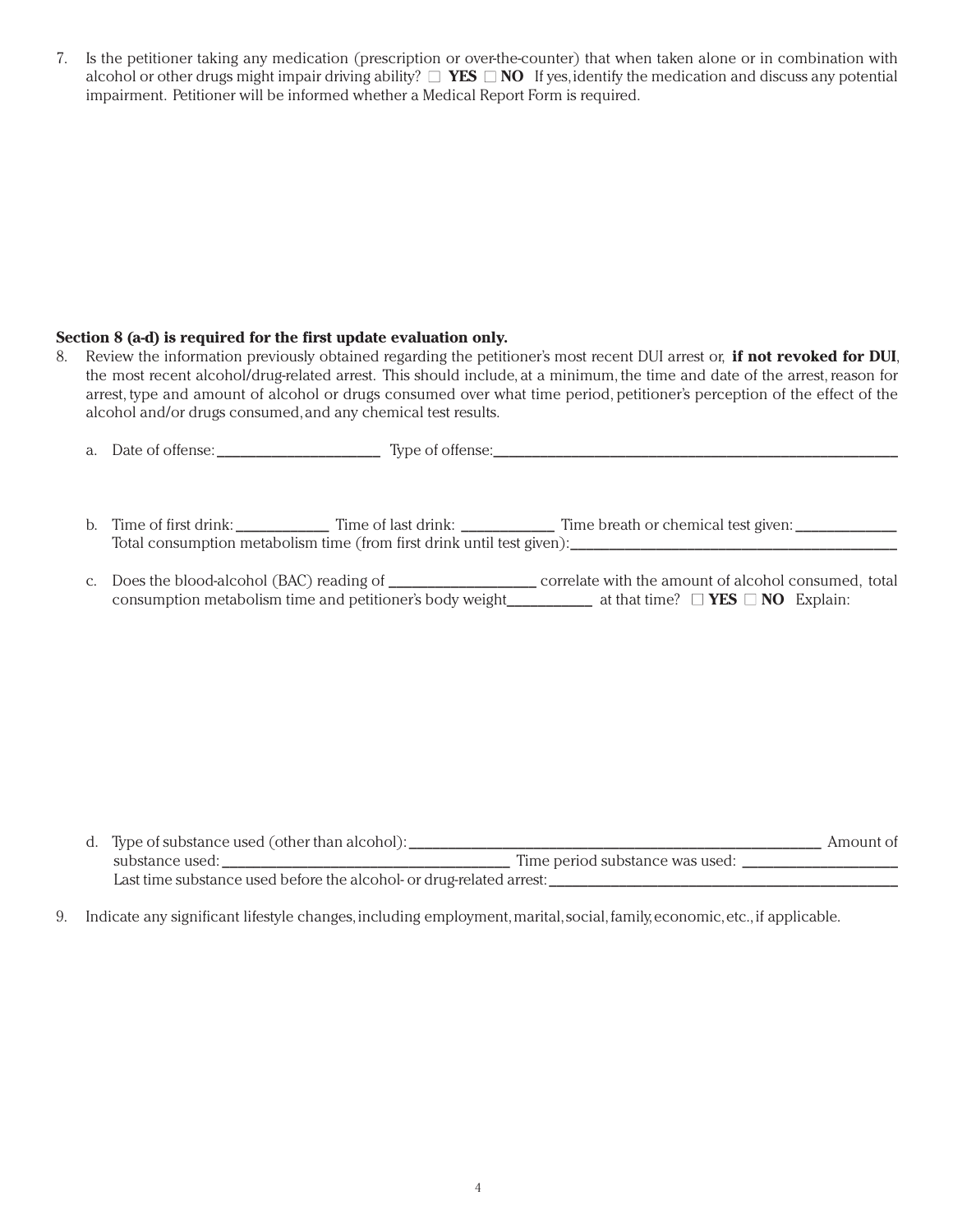7. Is the petitioner taking any medication (prescription or over-the-counter) that when taken alone or in combination with alcohol or other drugs might impair driving ability? ☐ **YES** ☐ **NO** If yes, identify the medication and discuss any potential impairment. Petitioner will be informed whether a Medical Report Form is required.

**Section 8 (a-d) is required for the first update evaluation only.**

8. Review the information previously obtained regarding the petitioner's most recent DUI arrest or, **if not revoked for DUI**, the most recent alcohol/drug-related arrest. This should include, at a minimum, the time and date of the arrest, reason for arrest, type and amount of alcohol or drugs consumed over what time period, petitioner's perception of the effect of the alcohol and/or drugs consumed, and any chemical test results.

   a. Date of offense: ____________________ Type of offense: ____________________________________________________

   b. Time of first drink: ___________ Time of last drink: ___________ Time breath or chemical test given: ____________
   Total consumption metabolism time (from first drink until test given): ________________________________________

   c. Does the blood-alcohol (BAC) reading of __________________ correlate with the amount of alcohol consumed, total consumption metabolism time and petitioner's body weight__________ at that time? ☐ **YES** ☐ **NO** Explain:

   d. Type of substance used (other than alcohol): ______________________________________________ Amount of substance used: __________________________________ Time period substance was used: __________________
   Last time substance used before the alcohol- or drug-related arrest: ___________________________________________

9. Indicate any significant lifestyle changes, including employment, marital, social, family, economic, etc., if applicable.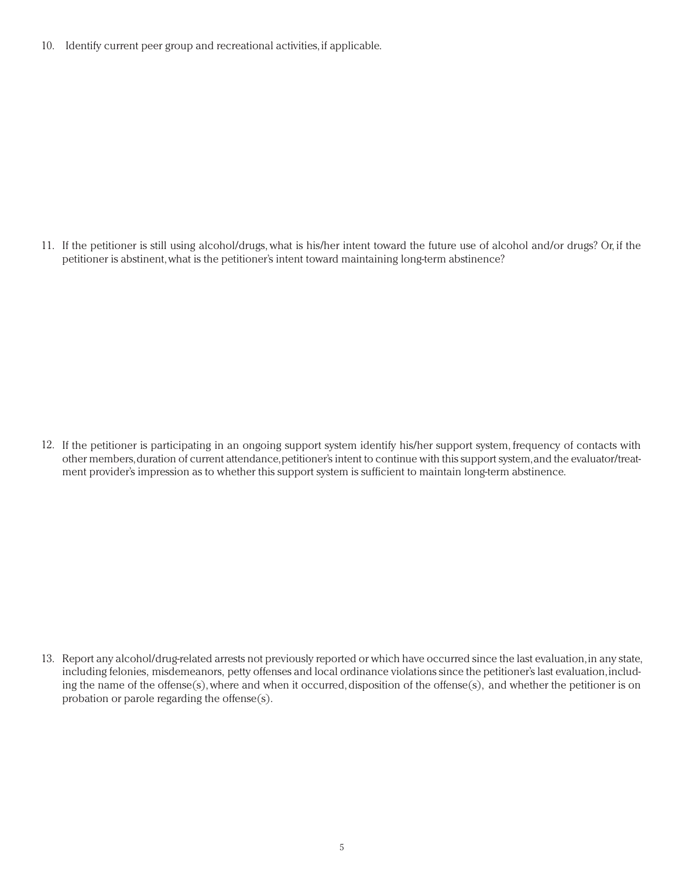10. Identify current peer group and recreational activities, if applicable.

11. If the petitioner is still using alcohol/drugs, what is his/her intent toward the future use of alcohol and/or drugs? Or, if the petitioner is abstinent, what is the petitioner's intent toward maintaining long-term abstinence?

12. If the petitioner is participating in an ongoing support system identify his/her support system, frequency of contacts with other members, duration of current attendance, petitioner's intent to continue with this support system, and the evaluator/treatment provider's impression as to whether this support system is sufficient to maintain long-term abstinence.

13. Report any alcohol/drug-related arrests not previously reported or which have occurred since the last evaluation, in any state, including felonies, misdemeanors, petty offenses and local ordinance violations since the petitioner's last evaluation, including the name of the offense(s), where and when it occurred, disposition of the offense(s), and whether the petitioner is on probation or parole regarding the offense(s).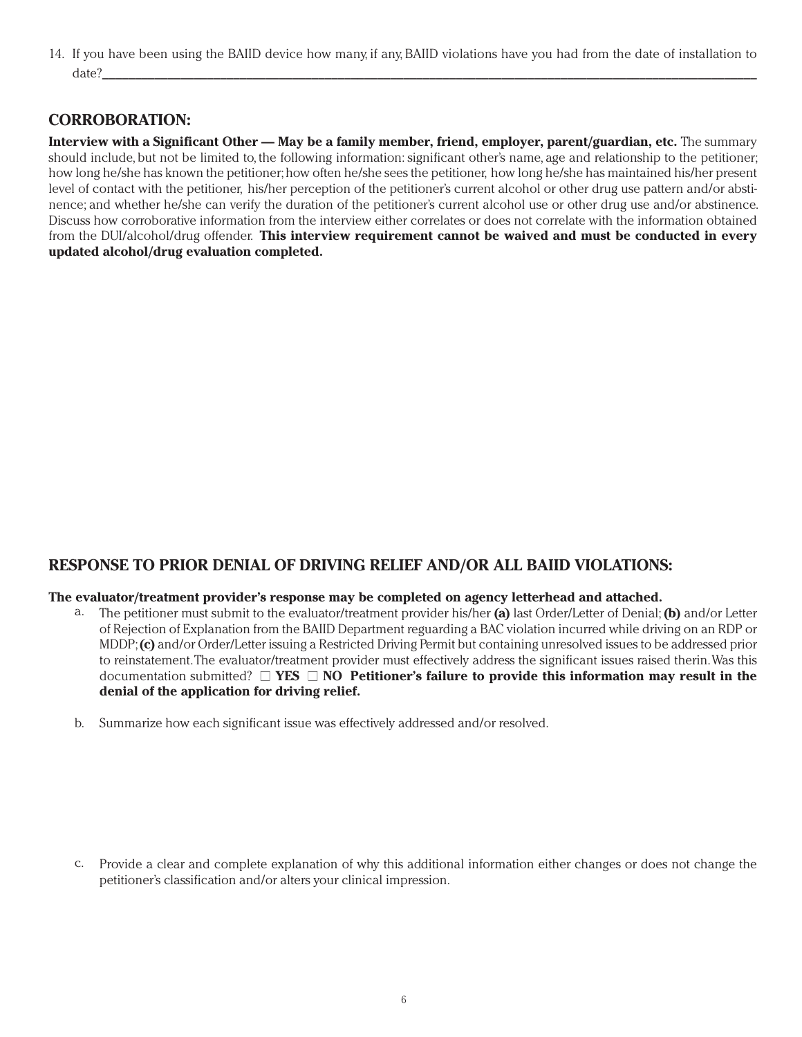14. If you have been using the BAIID device how many, if any, BAIID violations have you had from the date of installation to date?______________________________________________________________________________________________

## CORROBORATION:

**Interview with a Significant Other — May be a family member, friend, employer, parent/guardian, etc.** The summary should include, but not be limited to, the following information: significant other's name, age and relationship to the petitioner; how long he/she has known the petitioner; how often he/she sees the petitioner, how long he/she has maintained his/her present level of contact with the petitioner, his/her perception of the petitioner's current alcohol or other drug use pattern and/or abstinence; and whether he/she can verify the duration of the petitioner's current alcohol use or other drug use and/or abstinence. Discuss how corroborative information from the interview either correlates or does not correlate with the information obtained from the DUI/alcohol/drug offender. **This interview requirement cannot be waived and must be conducted in every updated alcohol/drug evaluation completed.**

## RESPONSE TO PRIOR DENIAL OF DRIVING RELIEF AND/OR ALL BAIID VIOLATIONS:

**The evaluator/treatment provider's response may be completed on agency letterhead and attached.**

a. The petitioner must submit to the evaluator/treatment provider his/her **(a)** last Order/Letter of Denial; **(b)** and/or Letter of Rejection of Explanation from the BAIID Department reguarding a BAC violation incurred while driving on an RDP or MDDP; **(c)** and/or Order/Letter issuing a Restricted Driving Permit but containing unresolved issues to be addressed prior to reinstatement. The evaluator/treatment provider must effectively address the significant issues raised therin. Was this documentation submitted? ☐ **YES** ☐ **NO** **Petitioner's failure to provide this information may result in the denial of the application for driving relief.**

b. Summarize how each significant issue was effectively addressed and/or resolved.

c. Provide a clear and complete explanation of why this additional information either changes or does not change the petitioner's classification and/or alters your clinical impression.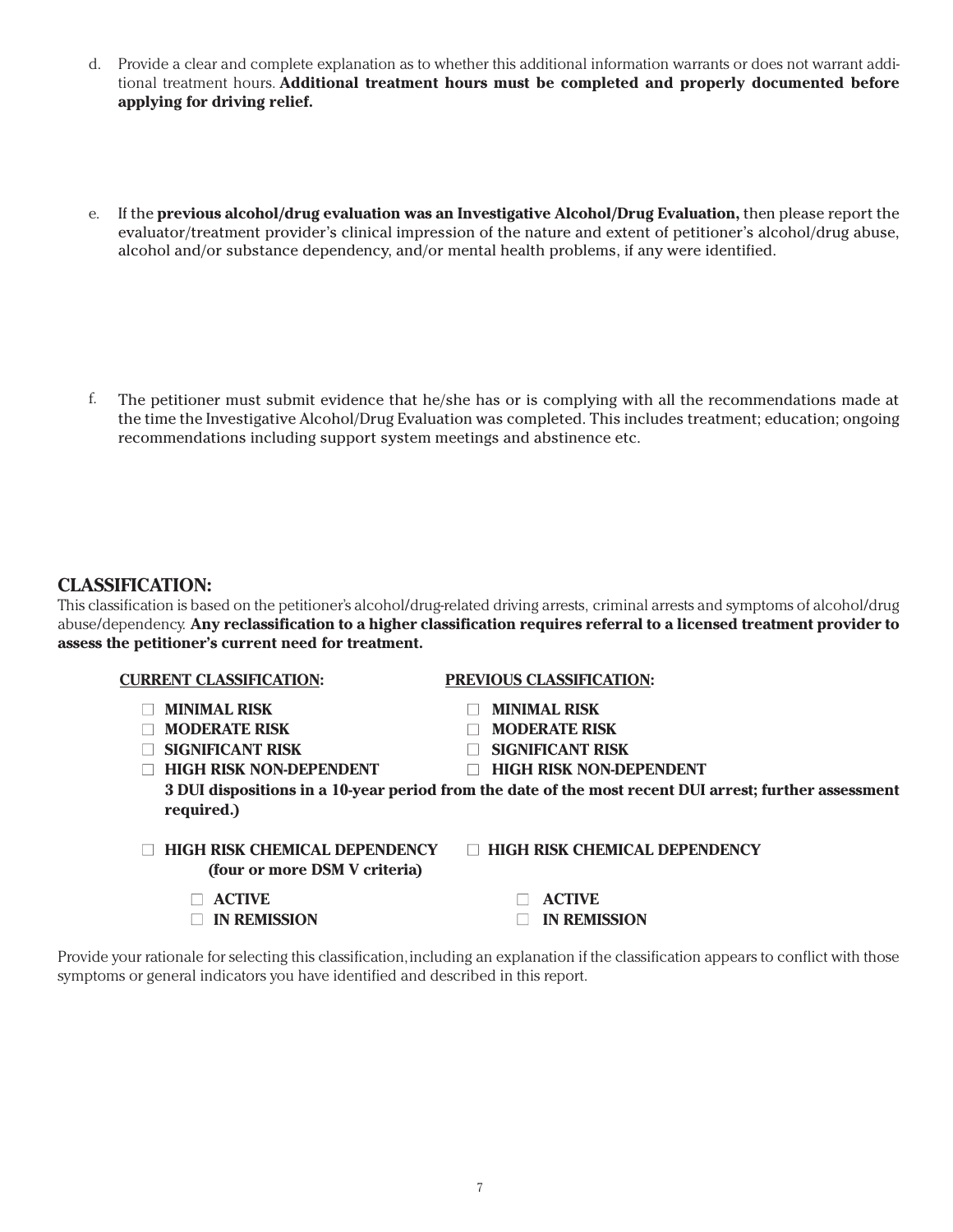d. Provide a clear and complete explanation as to whether this additional information warrants or does not warrant additional treatment hours. **Additional treatment hours must be completed and properly documented before applying for driving relief.**

e. If the **previous alcohol/drug evaluation was an Investigative Alcohol/Drug Evaluation,** then please report the evaluator/treatment provider's clinical impression of the nature and extent of petitioner's alcohol/drug abuse, alcohol and/or substance dependency, and/or mental health problems, if any were identified.

f. The petitioner must submit evidence that he/she has or is complying with all the recommendations made at the time the Investigative Alcohol/Drug Evaluation was completed. This includes treatment; education; ongoing recommendations including support system meetings and abstinence etc.

## CLASSIFICATION:

This classification is based on the petitioner's alcohol/drug-related driving arrests, criminal arrests and symptoms of alcohol/drug abuse/dependency. **Any reclassification to a higher classification requires referral to a licensed treatment provider to assess the petitioner's current need for treatment.**

| **CURRENT CLASSIFICATION:** | **PREVIOUS CLASSIFICATION:** |
|---|---|
| ☐ **MINIMAL RISK** | ☐ **MINIMAL RISK** |
| ☐ **MODERATE RISK** | ☐ **MODERATE RISK** |
| ☐ **SIGNIFICANT RISK** | ☐ **SIGNIFICANT RISK** |
| ☐ **HIGH RISK NON-DEPENDENT** | ☐ **HIGH RISK NON-DEPENDENT** |

**3 DUI dispositions in a 10-year period from the date of the most recent DUI arrest; further assessment required.)**

| | |
|---|---|
| ☐ **HIGH RISK CHEMICAL DEPENDENCY (four or more DSM V criteria)** | ☐ **HIGH RISK CHEMICAL DEPENDENCY** |
| ☐ **ACTIVE** | ☐ **ACTIVE** |
| ☐ **IN REMISSION** | ☐ **IN REMISSION** |

Provide your rationale for selecting this classification, including an explanation if the classification appears to conflict with those symptoms or general indicators you have identified and described in this report.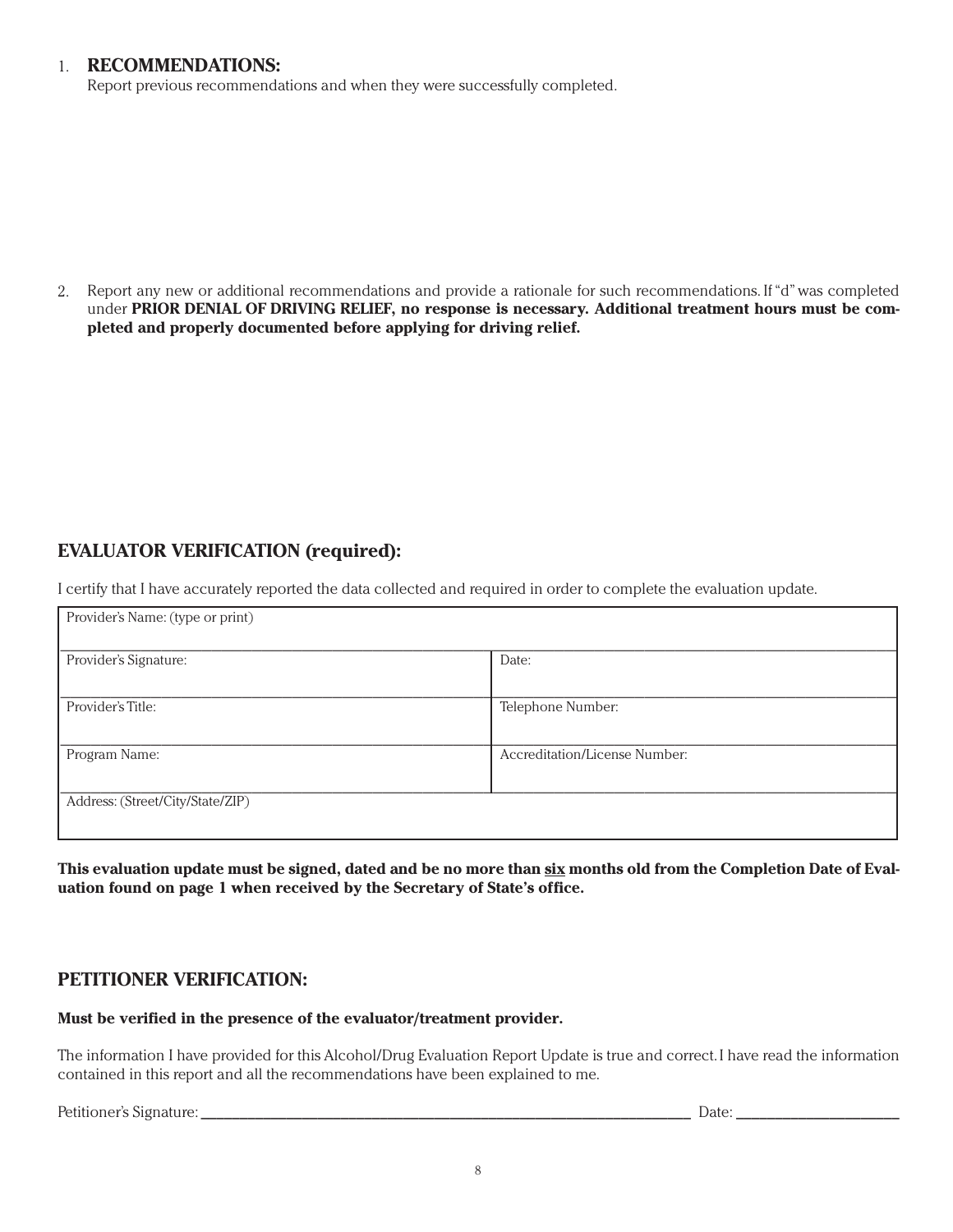1. **RECOMMENDATIONS:**
   Report previous recommendations and when they were successfully completed.

2. Report any new or additional recommendations and provide a rationale for such recommendations. If "d" was completed under **PRIOR DENIAL OF DRIVING RELIEF, no response is necessary. Additional treatment hours must be completed and properly documented before applying for driving relief.**

## EVALUATOR VERIFICATION (required):

I certify that I have accurately reported the data collected and required in order to complete the evaluation update.

| | |
|---|---|
| Provider's Name: (type or print) | |
| Provider's Signature: | Date: |
| Provider's Title: | Telephone Number: |
| Program Name: | Accreditation/License Number: |
| Address: (Street/City/State/ZIP) | |

**This evaluation update must be signed, dated and be no more than six months old from the Completion Date of Evaluation found on page 1 when received by the Secretary of State's office.**

## PETITIONER VERIFICATION:

**Must be verified in the presence of the evaluator/treatment provider.**

The information I have provided for this Alcohol/Drug Evaluation Report Update is true and correct. I have read the information contained in this report and all the recommendations have been explained to me.

Petitioner's Signature: ______________________________ Date: ______________